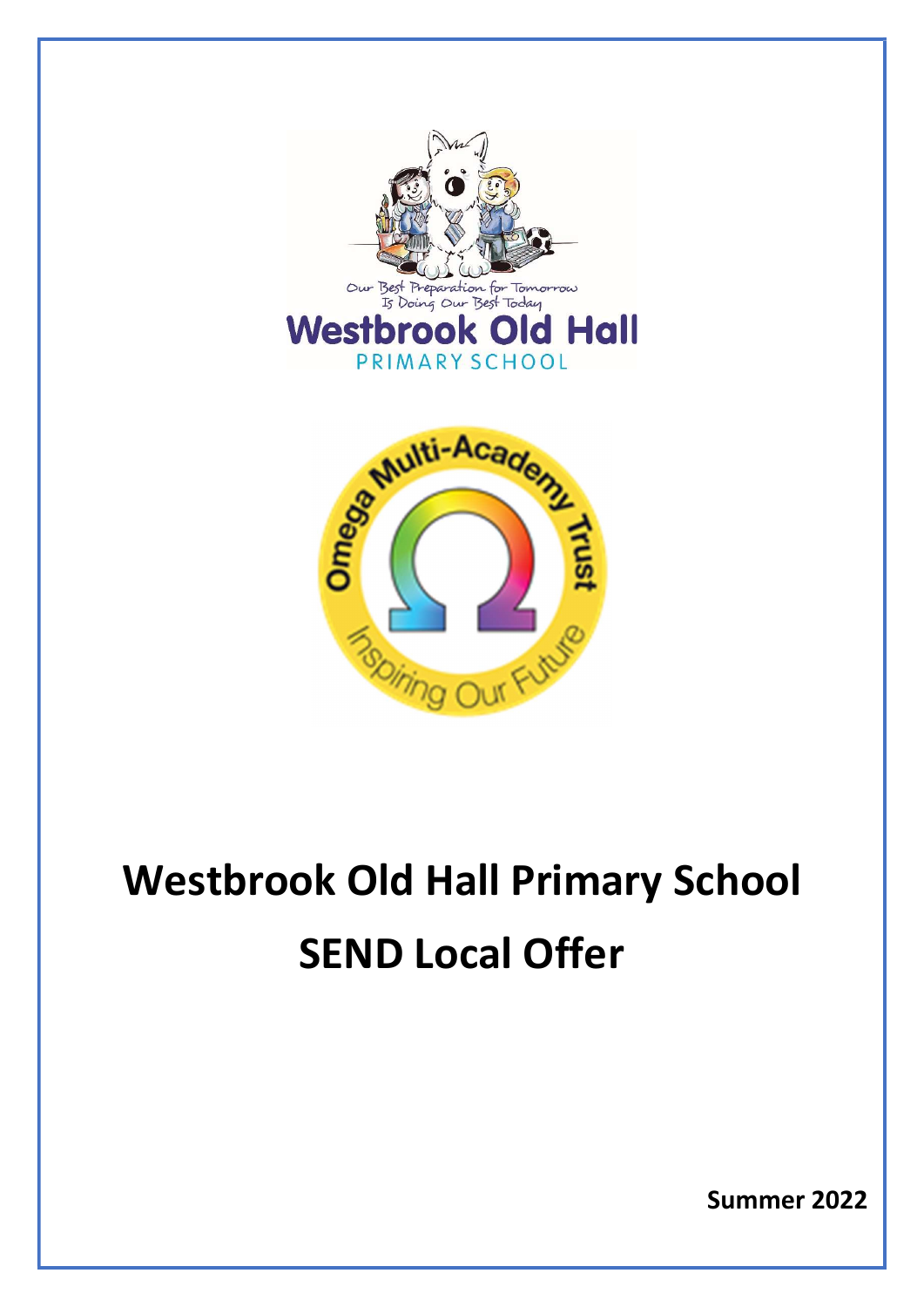Our Best Preparation for Tomorrow Is Doing Our Best Today

Westbrook Old Hall

PRIMARY SCHOOL

Omega Multi-Academy Trust

Inspiring Our Future

# Westbrook Old Hall Primary School

# SEND Local Offer

**Summer 2022**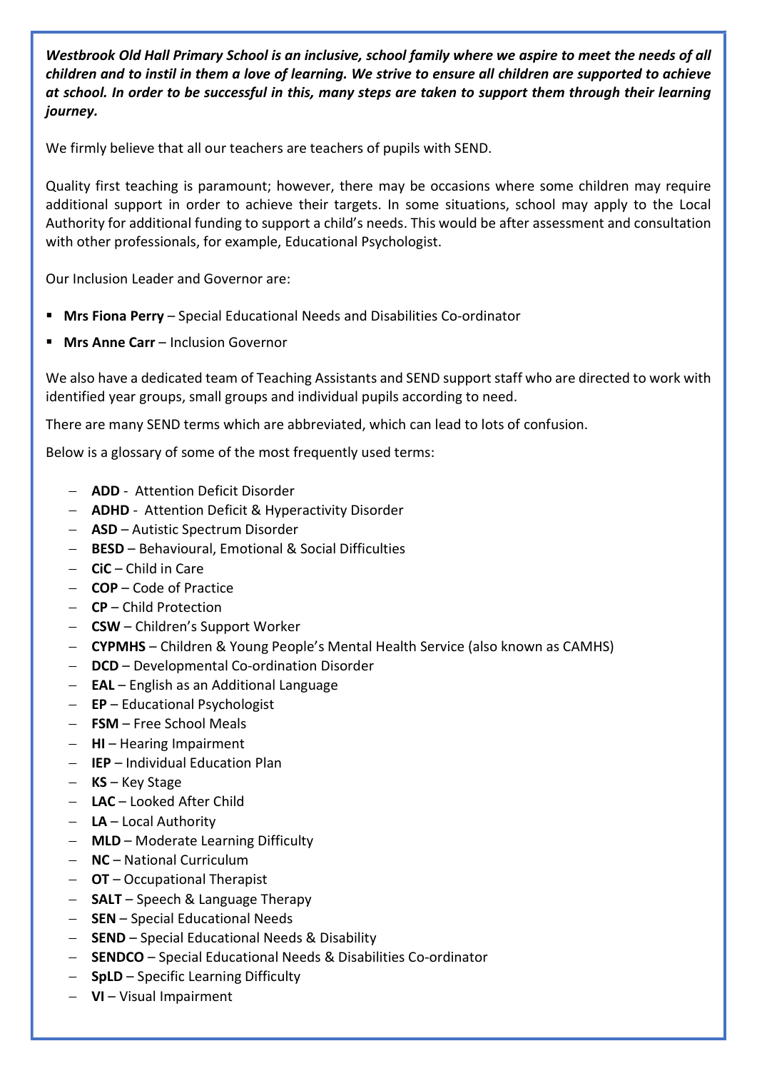***Westbrook Old Hall Primary School is an inclusive, school family where we aspire to meet the needs of all children and to instil in them a love of learning. We strive to ensure all children are supported to achieve at school. In order to be successful in this, many steps are taken to support them through their learning journey.***

We firmly believe that all our teachers are teachers of pupils with SEND.

Quality first teaching is paramount; however, there may be occasions where some children may require additional support in order to achieve their targets. In some situations, school may apply to the Local Authority for additional funding to support a child's needs. This would be after assessment and consultation with other professionals, for example, Educational Psychologist.

Our Inclusion Leader and Governor are:

- **Mrs Fiona Perry** – Special Educational Needs and Disabilities Co-ordinator
- **Mrs Anne Carr** – Inclusion Governor

We also have a dedicated team of Teaching Assistants and SEND support staff who are directed to work with identified year groups, small groups and individual pupils according to need.

There are many SEND terms which are abbreviated, which can lead to lots of confusion.

Below is a glossary of some of the most frequently used terms:

- **ADD** - Attention Deficit Disorder
- **ADHD** - Attention Deficit & Hyperactivity Disorder
- **ASD** – Autistic Spectrum Disorder
- **BESD** – Behavioural, Emotional & Social Difficulties
- **CiC** – Child in Care
- **COP** – Code of Practice
- **CP** – Child Protection
- **CSW** – Children's Support Worker
- **CYPMHS** – Children & Young People's Mental Health Service (also known as CAMHS)
- **DCD** – Developmental Co-ordination Disorder
- **EAL** – English as an Additional Language
- **EP** – Educational Psychologist
- **FSM** – Free School Meals
- **HI** – Hearing Impairment
- **IEP** – Individual Education Plan
- **KS** – Key Stage
- **LAC** – Looked After Child
- **LA** – Local Authority
- **MLD** – Moderate Learning Difficulty
- **NC** – National Curriculum
- **OT** – Occupational Therapist
- **SALT** – Speech & Language Therapy
- **SEN** – Special Educational Needs
- **SEND** – Special Educational Needs & Disability
- **SENDCO** – Special Educational Needs & Disabilities Co-ordinator
- **SpLD** – Specific Learning Difficulty
- **VI** – Visual Impairment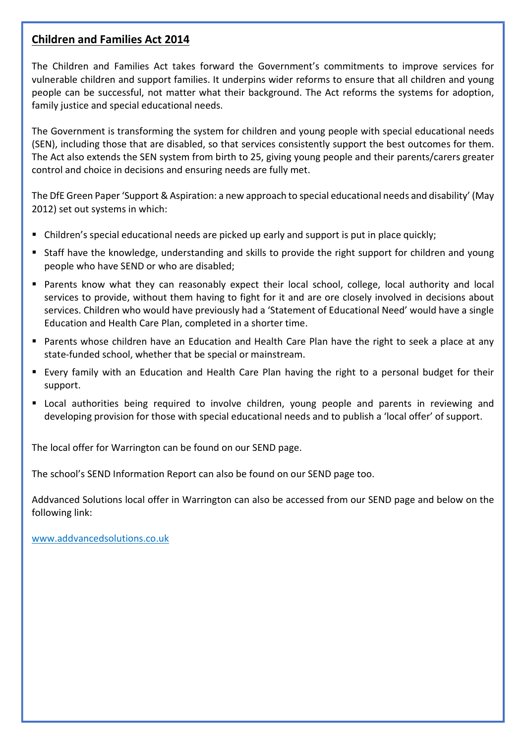## Children and Families Act 2014

The Children and Families Act takes forward the Government's commitments to improve services for vulnerable children and support families. It underpins wider reforms to ensure that all children and young people can be successful, not matter what their background. The Act reforms the systems for adoption, family justice and special educational needs.

The Government is transforming the system for children and young people with special educational needs (SEN), including those that are disabled, so that services consistently support the best outcomes for them. The Act also extends the SEN system from birth to 25, giving young people and their parents/carers greater control and choice in decisions and ensuring needs are fully met.

The DfE Green Paper 'Support & Aspiration: a new approach to special educational needs and disability' (May 2012) set out systems in which:

- Children's special educational needs are picked up early and support is put in place quickly;
- Staff have the knowledge, understanding and skills to provide the right support for children and young people who have SEND or who are disabled;
- Parents know what they can reasonably expect their local school, college, local authority and local services to provide, without them having to fight for it and are ore closely involved in decisions about services. Children who would have previously had a 'Statement of Educational Need' would have a single Education and Health Care Plan, completed in a shorter time.
- Parents whose children have an Education and Health Care Plan have the right to seek a place at any state-funded school, whether that be special or mainstream.
- Every family with an Education and Health Care Plan having the right to a personal budget for their support.
- Local authorities being required to involve children, young people and parents in reviewing and developing provision for those with special educational needs and to publish a 'local offer' of support.

The local offer for Warrington can be found on our SEND page.

The school's SEND Information Report can also be found on our SEND page too.

Addvanced Solutions local offer in Warrington can also be accessed from our SEND page and below on the following link:

www.addvancedsolutions.co.uk